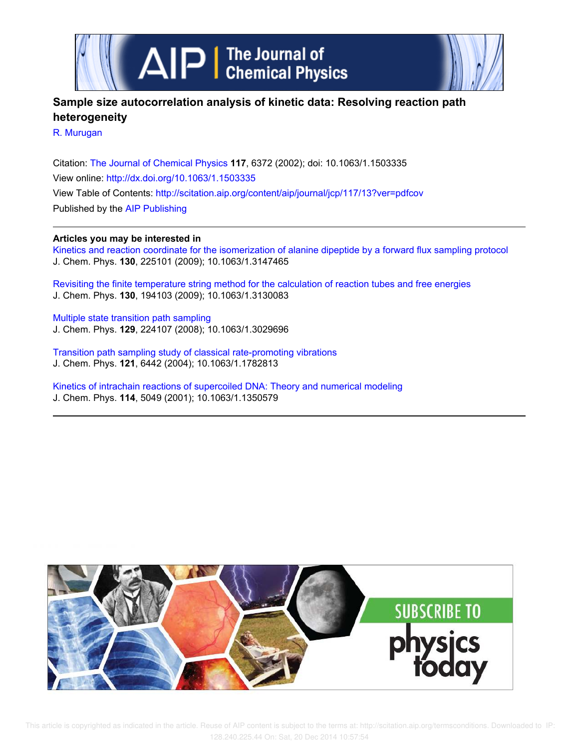# Sample size autocorrelation analysis of kinetic data: Resolving reaction path heterogeneity

R. Murugan

Citation: The Journal of Chemical Physics **117**, 6372 (2002); doi: 10.1063/1.1503335
View online: http://dx.doi.org/10.1063/1.1503335
View Table of Contents: http://scitation.aip.org/content/aip/journal/jcp/117/13?ver=pdfcov
Published by the AIP Publishing

**Articles you may be interested in**

Kinetics and reaction coordinate for the isomerization of alanine dipeptide by a forward flux sampling protocol
J. Chem. Phys. **130**, 225101 (2009); 10.1063/1.3147465

Revisiting the finite temperature string method for the calculation of reaction tubes and free energies
J. Chem. Phys. **130**, 194103 (2009); 10.1063/1.3130083

Multiple state transition path sampling
J. Chem. Phys. **129**, 224107 (2008); 10.1063/1.3029696

Transition path sampling study of classical rate-promoting vibrations
J. Chem. Phys. **121**, 6442 (2004); 10.1063/1.1782813

Kinetics of intrachain reactions of supercoiled DNA: Theory and numerical modeling
J. Chem. Phys. **114**, 5049 (2001); 10.1063/1.1350579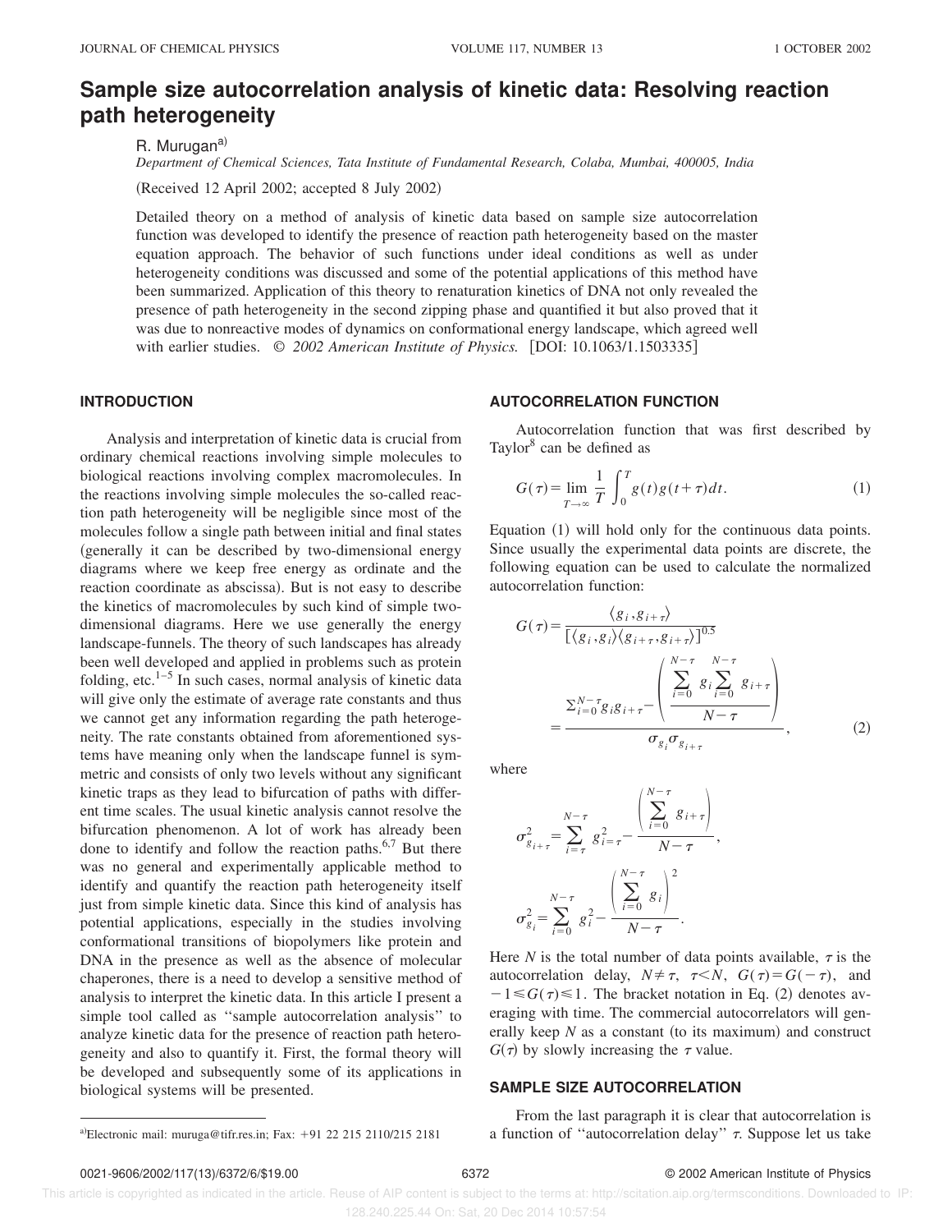# Sample size autocorrelation analysis of kinetic data: Resolving reaction path heterogeneity

R. Murugan[a)]

*Department of Chemical Sciences, Tata Institute of Fundamental Research, Colaba, Mumbai, 400005, India*

(Received 12 April 2002; accepted 8 July 2002)

Detailed theory on a method of analysis of kinetic data based on sample size autocorrelation function was developed to identify the presence of reaction path heterogeneity based on the master equation approach. The behavior of such functions under ideal conditions as well as under heterogeneity conditions was discussed and some of the potential applications of this method have been summarized. Application of this theory to renaturation kinetics of DNA not only revealed the presence of path heterogeneity in the second zipping phase and quantified it but also proved that it was due to nonreactive modes of dynamics on conformational energy landscape, which agreed well with earlier studies. © *2002 American Institute of Physics.* [DOI: 10.1063/1.1503335]

## INTRODUCTION

Analysis and interpretation of kinetic data is crucial from ordinary chemical reactions involving simple molecules to biological reactions involving complex macromolecules. In the reactions involving simple molecules the so-called reaction path heterogeneity will be negligible since most of the molecules follow a single path between initial and final states (generally it can be described by two-dimensional energy diagrams where we keep free energy as ordinate and the reaction coordinate as abscissa). But is not easy to describe the kinetics of macromolecules by such kind of simple two-dimensional diagrams. Here we use generally the energy landscape-funnels. The theory of such landscapes has already been well developed and applied in problems such as protein folding, etc.[1–5] In such cases, normal analysis of kinetic data will give only the estimate of average rate constants and thus we cannot get any information regarding the path heterogeneity. The rate constants obtained from aforementioned systems have meaning only when the landscape funnel is symmetric and consists of only two levels without any significant kinetic traps as they lead to bifurcation of paths with different time scales. The usual kinetic analysis cannot resolve the bifurcation phenomenon. A lot of work has already been done to identify and follow the reaction paths.[6,7] But there was no general and experimentally applicable method to identify and quantify the reaction path heterogeneity itself just from simple kinetic data. Since this kind of analysis has potential applications, especially in the studies involving conformational transitions of biopolymers like protein and DNA in the presence as well as the absence of molecular chaperones, there is a need to develop a sensitive method of analysis to interpret the kinetic data. In this article I present a simple tool called as "sample autocorrelation analysis" to analyze kinetic data for the presence of reaction path heterogeneity and also to quantify it. First, the formal theory will be developed and subsequently some of its applications in biological systems will be presented.

## AUTOCORRELATION FUNCTION

Autocorrelation function that was first described by Taylor[8] can be defined as

$$G(\tau)=\lim_{T\to\infty}\frac{1}{T}\int_0^T g(t)g(t+\tau)dt. \tag{1}$$

Equation (1) will hold only for the continuous data points. Since usually the experimental data points are discrete, the following equation can be used to calculate the normalized autocorrelation function:

$$G(\tau)=\frac{\langle g_i,g_{i+\tau}\rangle}{[\langle g_i,g_i\rangle\langle g_{i+\tau},g_{i+\tau}\rangle]^{0.5}} =\frac{\sum_{i=0}^{N-\tau}g_ig_{i+\tau}-\left(\dfrac{\sum_{i=0}^{N-\tau}g_i\sum_{i=0}^{N-\tau}g_{i+\tau}}{N-\tau}\right)}{\sigma_{g_i}\sigma_{g_{i+\tau}}}, \tag{2}$$

where

$$\sigma^2_{g_{i+\tau}}=\sum_{i=\tau}^{N-\tau}g^2_{i=\tau}-\frac{\left(\sum_{i=0}^{N-\tau}g_{i+\tau}\right)}{N-\tau},$$

$$\sigma^2_{g_i}=\sum_{i=0}^{N-\tau}g_i^2-\frac{\left(\sum_{i=0}^{N-\tau}g_i\right)^2}{N-\tau}.$$

Here $N$ is the total number of data points available, $\tau$ is the autocorrelation delay, $N\neq\tau$, $\tau<N$, $G(\tau)=G(-\tau)$, and $-1\leq G(\tau)\leq 1$. The bracket notation in Eq. (2) denotes averaging with time. The commercial autocorrelators will generally keep $N$ as a constant (to its maximum) and construct $G(\tau)$ by slowly increasing the $\tau$ value.

## SAMPLE SIZE AUTOCORRELATION

From the last paragraph it is clear that autocorrelation is a function of "autocorrelation delay" $\tau$. Suppose let us take

a)Electronic mail: muruga@tifr.res.in; Fax: +91 22 215 2110/215 2181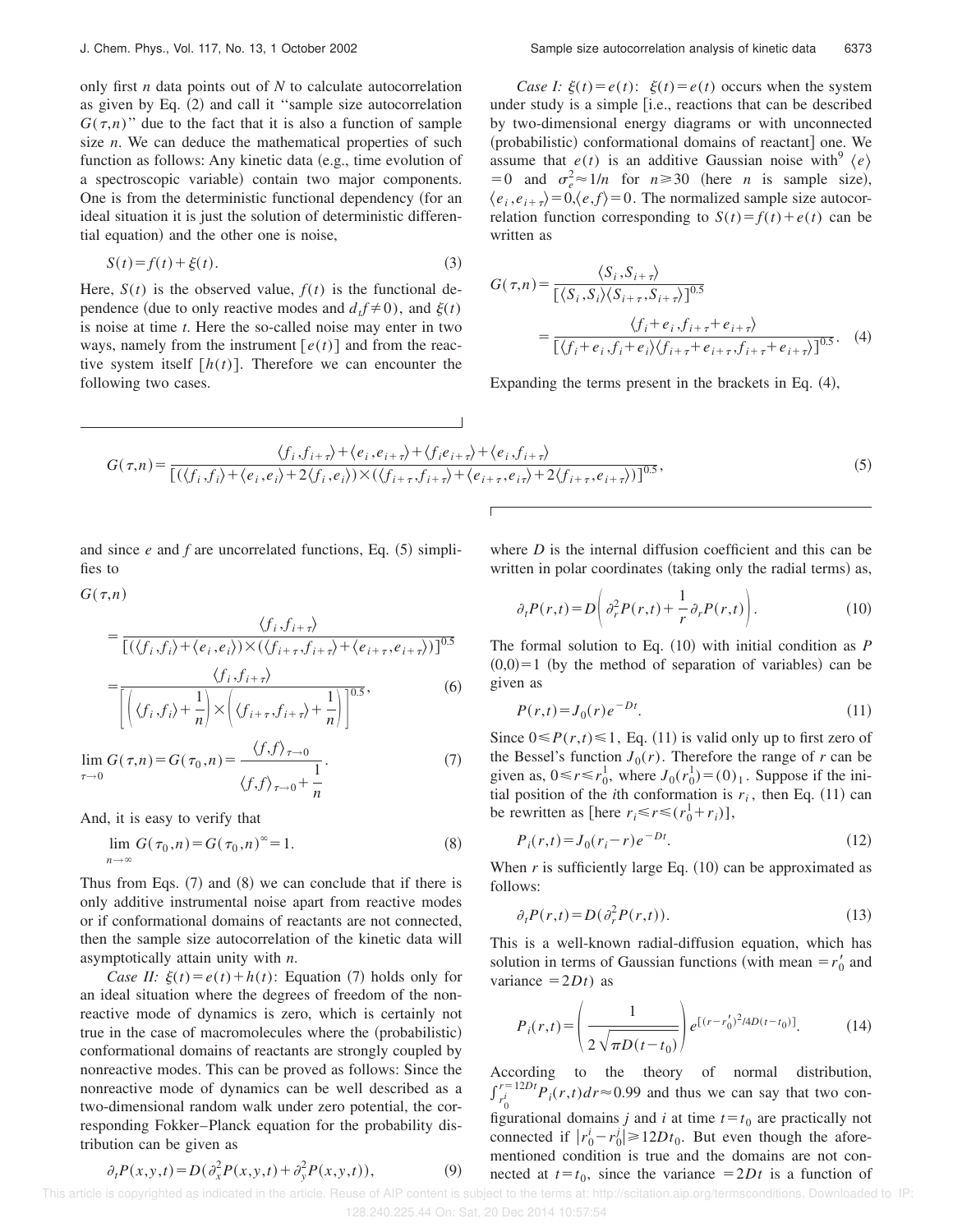only first $n$ data points out of $N$ to calculate autocorrelation as given by Eq. (2) and call it "sample size autocorrelation $G(\tau,n)$" due to the fact that it is also a function of sample size $n$. We can deduce the mathematical properties of such function as follows: Any kinetic data (e.g., time evolution of a spectroscopic variable) contain two major components. One is from the deterministic functional dependency (for an ideal situation it is just the solution of deterministic differential equation) and the other one is noise,

$$S(t)=f(t)+\xi(t). \tag{3}$$

Here, $S(t)$ is the observed value, $f(t)$ is the functional dependence (due to only reactive modes and $d_t f \neq 0$), and $\xi(t)$ is noise at time $t$. Here the so-called noise may enter in two ways, namely from the instrument $[e(t)]$ and from the reactive system itself $[h(t)]$. Therefore we can encounter the following two cases.

*Case I:* $\xi(t)=e(t)$: $\xi(t)=e(t)$ occurs when the system under study is a simple [i.e., reactions that can be described by two-dimensional energy diagrams or with unconnected (probabilistic) conformational domains of reactant] one. We assume that $e(t)$ is an additive Gaussian noise with[9] $\langle e\rangle =0$ and $\sigma_e^2 \approx 1/n$ for $n \geq 30$ (here $n$ is sample size), $\langle e_i, e_{i+\tau}\rangle = 0, \langle e,f\rangle = 0$. The normalized sample size autocorrelation function corresponding to $S(t)=f(t)+e(t)$ can be written as

$$G(\tau,n)=\frac{\langle S_i,S_{i+\tau}\rangle}{[\langle S_i,S_i\rangle\langle S_{i+\tau},S_{i+\tau}\rangle]^{0.5}} = \frac{\langle f_i+e_i,f_{i+\tau}+e_{i+\tau}\rangle}{[\langle f_i+e_i,f_i+e_i\rangle\langle f_{i+\tau}+e_{i+\tau},f_{i+\tau}+e_{i+\tau}\rangle]^{0.5}}. \tag{4}$$

Expanding the terms present in the brackets in Eq. (4),

$$G(\tau,n)=\frac{\langle f_i,f_{i+\tau}\rangle+\langle e_i,e_{i+\tau}\rangle+\langle f_i e_{i+\tau}\rangle+\langle e_i,f_{i+\tau}\rangle}{[(\langle f_i,f_i\rangle+\langle e_i,e_i\rangle+2\langle f_i,e_i\rangle)\times(\langle f_{i+\tau},f_{i+\tau}\rangle+\langle e_{i+\tau},e_{i\tau}\rangle+2\langle f_{i+\tau},e_{i+\tau}\rangle)]^{0.5}}, \tag{5}$$

and since $e$ and $f$ are uncorrelated functions, Eq. (5) simplifies to

$$G(\tau,n) = \frac{\langle f_i,f_{i+\tau}\rangle}{[(\langle f_i,f_i\rangle+\langle e_i,e_i\rangle)\times(\langle f_{i+\tau},f_{i+\tau}\rangle+\langle e_{i+\tau},e_{i+\tau}\rangle)]^{0.5}} = \frac{\langle f_i,f_{i+\tau}\rangle}{\left[\left(\langle f_i,f_i\rangle+\frac{1}{n}\right)\times\left(\langle f_{i+\tau},f_{i+\tau}\rangle+\frac{1}{n}\right)\right]^{0.5}}, \tag{6}$$

$$\lim_{\tau\to 0} G(\tau,n)=G(\tau_0,n)=\frac{\langle f,f\rangle_{\tau\to 0}}{\langle f,f\rangle_{\tau\to 0}+\frac{1}{n}}. \tag{7}$$

And, it is easy to verify that

$$\lim_{n\to\infty} G(\tau_0,n)=G(\tau_0,n)^{\infty}=1. \tag{8}$$

Thus from Eqs. (7) and (8) we can conclude that if there is only additive instrumental noise apart from reactive modes or if conformational domains of reactants are not connected, then the sample size autocorrelation of the kinetic data will asymptotically attain unity with $n$.

*Case II:* $\xi(t)=e(t)+h(t)$: Equation (7) holds only for an ideal situation where the degrees of freedom of the nonreactive mode of dynamics is zero, which is certainly not true in the case of macromolecules where the (probabilistic) conformational domains of reactants are strongly coupled by nonreactive modes. This can be proved as follows: Since the nonreactive mode of dynamics can be well described as a two-dimensional random walk under zero potential, the corresponding Fokker–Planck equation for the probability distribution can be given as

$$\partial_t P(x,y,t)=D(\partial_x^2 P(x,y,t)+\partial_y^2 P(x,y,t)), \tag{9}$$

where $D$ is the internal diffusion coefficient and this can be written in polar coordinates (taking only the radial terms) as,

$$\partial_t P(r,t)=D\left(\partial_r^2 P(r,t)+\frac{1}{r}\partial_r P(r,t)\right). \tag{10}$$

The formal solution to Eq. (10) with initial condition as $P(0,0)=1$ (by the method of separation of variables) can be given as

$$P(r,t)=J_0(r)e^{-Dt}. \tag{11}$$

Since $0 \leq P(r,t) \leq 1$, Eq. (11) is valid only up to first zero of the Bessel's function $J_0(r)$. Therefore the range of $r$ can be given as, $0 \leq r \leq r_0^1$, where $J_0(r_0^1)=(0)_1$. Suppose if the initial position of the $i$th conformation is $r_i$, then Eq. (11) can be rewritten as [here $r_i \leq r \leq (r_0^1 + r_i)$],

$$P_i(r,t)=J_0(r_i-r)e^{-Dt}. \tag{12}$$

When $r$ is sufficiently large Eq. (10) can be approximated as follows:

$$\partial_t P(r,t)=D(\partial_r^2 P(r,t)). \tag{13}$$

This is a well-known radial-diffusion equation, which has solution in terms of Gaussian functions (with mean $=r_0'$ and variance $=2Dt$) as

$$P_i(r,t)=\left(\frac{1}{2\sqrt{\pi D(t-t_0)}}\right)e^{[(r-r_0')^2/4D(t-t_0)]}. \tag{14}$$

According to the theory of normal distribution, $\int_{r_0^i}^{r=12Dt} P_i(r,t)dr \approx 0.99$ and thus we can say that two configurational domains $j$ and $i$ at time $t=t_0$ are practically not connected if $|r_0^i - r_0^j| \geq 12Dt_0$. But even though the aforementioned condition is true and the domains are not connected at $t=t_0$, since the variance $=2Dt$ is a function of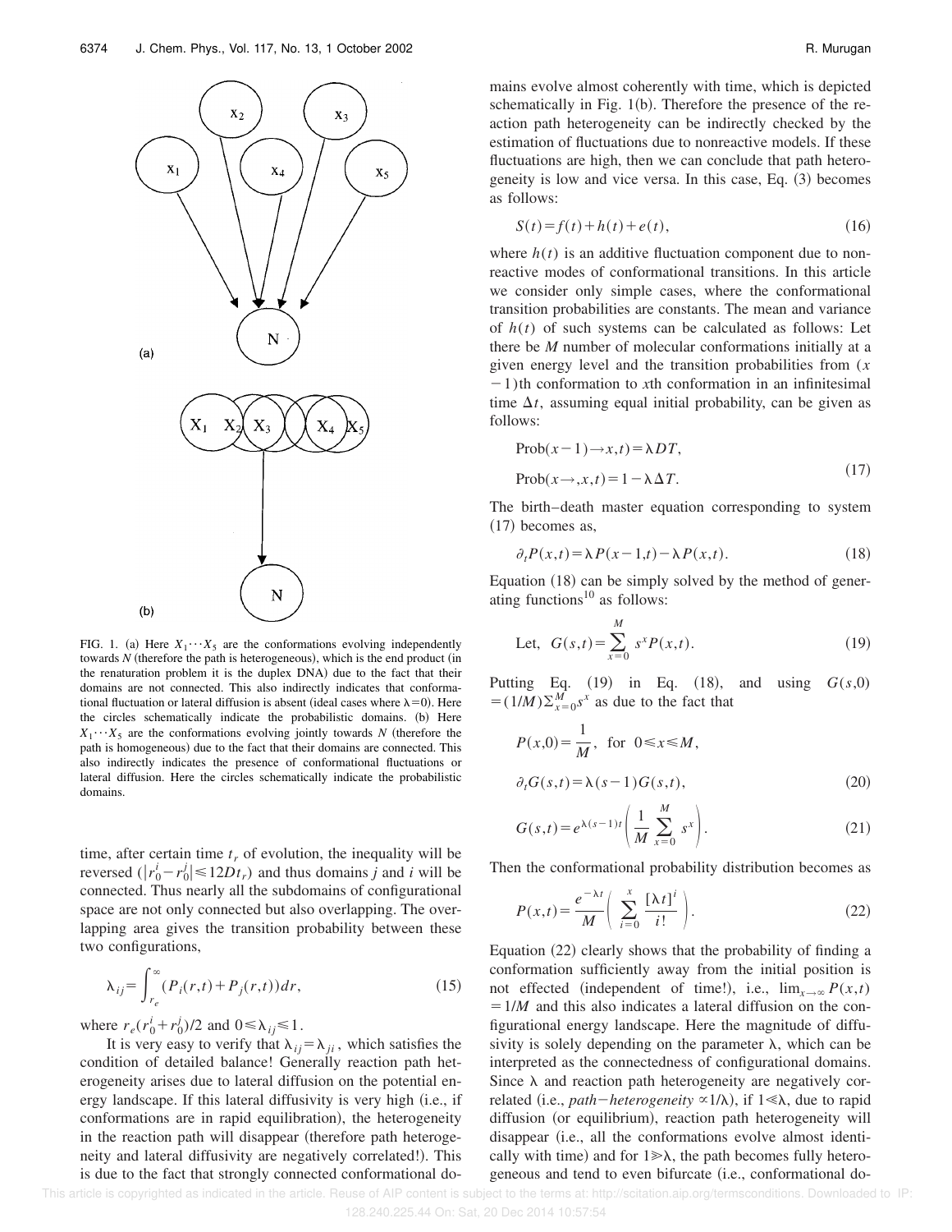FIG. 1. (a) Here $X_1 \cdots X_5$ are the conformations evolving independently towards $N$ (therefore the path is heterogeneous), which is the end product (in the renaturation problem it is the duplex DNA) due to the fact that their domains are not connected. This also indirectly indicates that conformational fluctuation or lateral diffusion is absent (ideal cases where $\lambda = 0$). Here the circles schematically indicate the probabilistic domains. (b) Here $X_1 \cdots X_5$ are the conformations evolving jointly towards $N$ (therefore the path is homogeneous) due to the fact that their domains are connected. This also indirectly indicates the presence of conformational fluctuations or lateral diffusion. Here the circles schematically indicate the probabilistic domains.

time, after certain time $t_r$ of evolution, the inequality will be reversed ($|r_0^i - r_0^j| \leqslant 12Dt_r$) and thus domains $j$ and $i$ will be connected. Thus nearly all the subdomains of configurational space are not only connected but also overlapping. The overlapping area gives the transition probability between these two configurations,

$$\lambda_{ij} = \int_{r_e}^{\infty} (P_i(r,t) + P_j(r,t))\,dr, \tag{15}$$

where $r_e (r_0^i + r_0^j)/2$ and $0 \leqslant \lambda_{ij} \leqslant 1$.

It is very easy to verify that $\lambda_{ij} = \lambda_{ji}$, which satisfies the condition of detailed balance! Generally reaction path heterogeneity arises due to lateral diffusion on the potential energy landscape. If this lateral diffusivity is very high (i.e., if conformations are in rapid equilibration), the heterogeneity in the reaction path will disappear (therefore path heterogeneity and lateral diffusivity are negatively correlated!). This is due to the fact that strongly connected conformational domains evolve almost coherently with time, which is depicted schematically in Fig. 1(b). Therefore the presence of the reaction path heterogeneity can be indirectly checked by the estimation of fluctuations due to nonreactive models. If these fluctuations are high, then we can conclude that path heterogeneity is low and vice versa. In this case, Eq. (3) becomes as follows:

$$S(t) = f(t) + h(t) + e(t), \tag{16}$$

where $h(t)$ is an additive fluctuation component due to nonreactive modes of conformational transitions. In this article we consider only simple cases, where the conformational transition probabilities are constants. The mean and variance of $h(t)$ of such systems can be calculated as follows: Let there be $M$ number of molecular conformations initially at a given energy level and the transition probabilities from $(x-1)$th conformation to $x$th conformation in an infinitesimal time $\Delta t$, assuming equal initial probability, can be given as follows:

$$\begin{aligned} \mathrm{Prob}(x-1) \to x, t) &= \lambda DT, \\ \mathrm{Prob}(x \to, x, t) &= 1 - \lambda \Delta T. \end{aligned} \tag{17}$$

The birth–death master equation corresponding to system (17) becomes as,

$$\partial_t P(x,t) = \lambda P(x-1,t) - \lambda P(x,t). \tag{18}$$

Equation (18) can be simply solved by the method of generating functions[10] as follows:

$$\text{Let,} \quad G(s,t) = \sum_{x=0}^{M} s^x P(x,t). \tag{19}$$

Putting Eq. (19) in Eq. (18), and using $G(s,0) = (1/M)\sum_{x=0}^{M} s^x$ as due to the fact that

$$P(x,0) = \frac{1}{M}, \quad \text{for } 0 \leqslant x \leqslant M,$$

$$\partial_t G(s,t) = \lambda (s-1) G(s,t), \tag{20}$$

$$G(s,t) = e^{\lambda(s-1)t} \left( \frac{1}{M} \sum_{x=0}^{M} s^x \right). \tag{21}$$

Then the conformational probability distribution becomes as

$$P(x,t) = \frac{e^{-\lambda t}}{M} \left( \sum_{i=0}^{x} \frac{[\lambda t]^i}{i!} \right). \tag{22}$$

Equation (22) clearly shows that the probability of finding a conformation sufficiently away from the initial position is not effected (independent of time!), i.e., $\lim_{x \to \infty} P(x,t) = 1/M$ and this also indicates a lateral diffusion on the configurational energy landscape. Here the magnitude of diffusivity is solely depending on the parameter $\lambda$, which can be interpreted as the connectedness of configurational domains. Since $\lambda$ and reaction path heterogeneity are negatively correlated (i.e., *path–heterogeneity* $\propto 1/\lambda$), if $1 \ll \lambda$, due to rapid diffusion (or equilibrium), reaction path heterogeneity will disappear (i.e., all the conformations evolve almost identically with time) and for $1 \gg \lambda$, the path becomes fully heterogeneous and tend to even bifurcate (i.e., conformational do-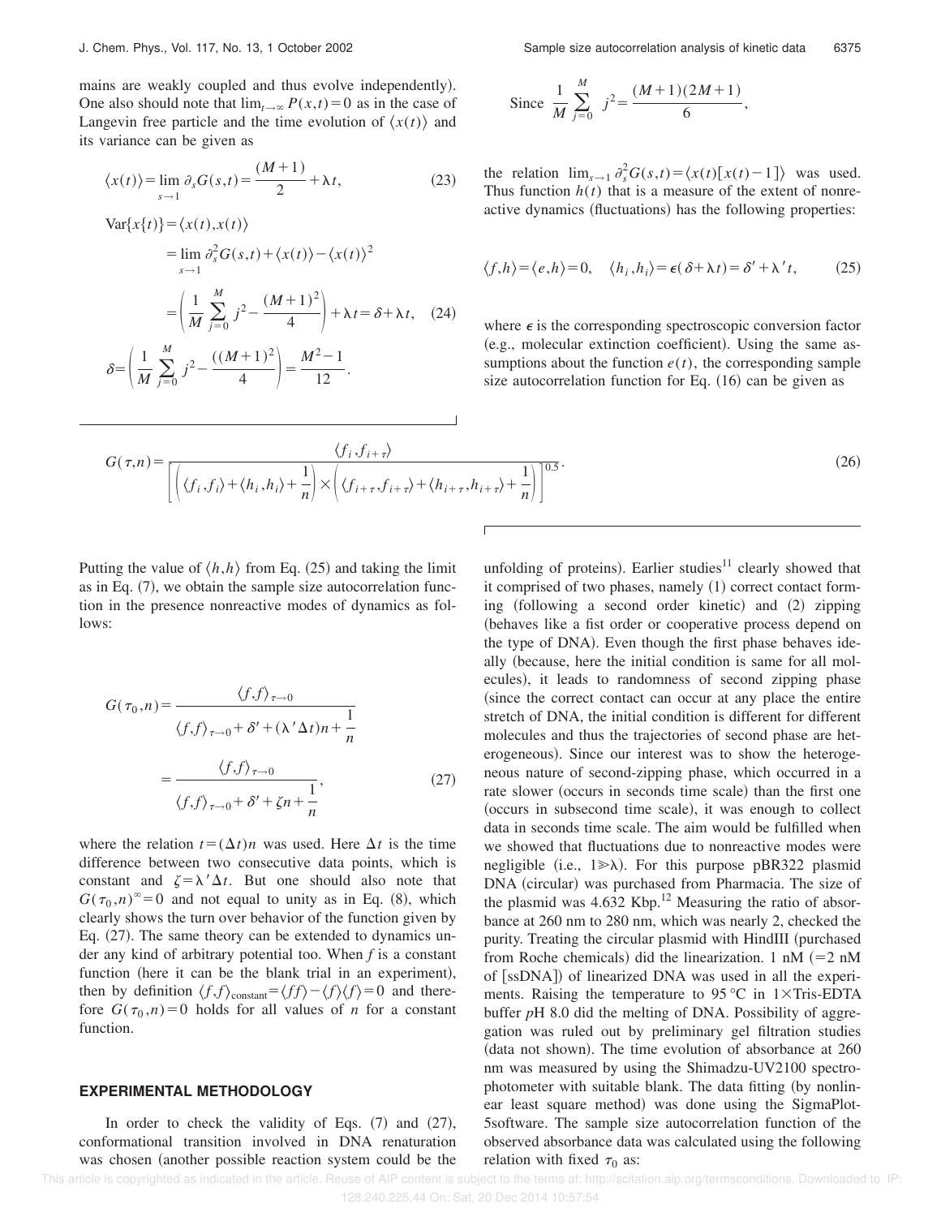mains are weakly coupled and thus evolve independently). One also should note that $\lim_{t\to\infty} P(x,t)=0$ as in the case of Langevin free particle and the time evolution of $\langle x(t)\rangle$ and its variance can be given as

$$\langle x(t)\rangle = \lim_{s\to 1} \partial_s G(s,t) = \frac{(M+1)}{2} + \lambda t, \tag{23}$$

$$\begin{aligned}
\mathrm{Var}\{x\{t\}\} &= \langle x(t), x(t)\rangle \\
&= \lim_{s\to 1} \partial_s^2 G(s,t) + \langle x(t)\rangle - \langle x(t)\rangle^2 \\
&= \left(\frac{1}{M}\sum_{j=0}^{M} j^2 - \frac{(M+1)^2}{4}\right) + \lambda t = \delta + \lambda t,
\end{aligned} \tag{24}$$

$$\delta = \left(\frac{1}{M}\sum_{j=0}^{M} j^2 - \frac{((M+1)^2)}{4}\right) = \frac{M^2-1}{12}.$$

$$\text{Since } \frac{1}{M}\sum_{j=0}^{M} j^2 = \frac{(M+1)(2M+1)}{6},$$

the relation $\lim_{s\to 1} \partial_s^2 G(s,t) = \langle x(t)[x(t)-1]\rangle$ was used. Thus function $h(t)$ that is a measure of the extent of nonreactive dynamics (fluctuations) has the following properties:

$$\langle f,h\rangle = \langle e,h\rangle = 0, \quad \langle h_i, h_i\rangle = \epsilon(\delta + \lambda t) = \delta' + \lambda' t, \tag{25}$$

where $\epsilon$ is the corresponding spectroscopic conversion factor (e.g., molecular extinction coefficient). Using the same assumptions about the function $e(t)$, the corresponding sample size autocorrelation function for Eq. (16) can be given as

$$G(\tau,n) = \frac{\langle f_i, f_{i+\tau}\rangle}{\left[\left(\langle f_i, f_i\rangle + \langle h_i, h_i\rangle + \dfrac{1}{n}\right)\times\left(\langle f_{i+\tau}, f_{i+\tau}\rangle + \langle h_{i+\tau}, h_{i+\tau}\rangle + \dfrac{1}{n}\right)\right]^{0.5}}. \tag{26}$$

Putting the value of $\langle h,h\rangle$ from Eq. (25) and taking the limit as in Eq. (7), we obtain the sample size autocorrelation function in the presence nonreactive modes of dynamics as follows:

$$\begin{aligned}
G(\tau_0,n) &= \frac{\langle f,f\rangle_{\tau\to 0}}{\langle f,f\rangle_{\tau\to 0} + \delta' + (\lambda'\Delta t)n + \dfrac{1}{n}} \\
&= \frac{\langle f,f\rangle_{\tau\to 0}}{\langle f,f\rangle_{\tau\to 0} + \delta' + \zeta n + \dfrac{1}{n}},
\end{aligned} \tag{27}$$

where the relation $t=(\Delta t)n$ was used. Here $\Delta t$ is the time difference between two consecutive data points, which is constant and $\zeta = \lambda'\Delta t$. But one should also note that $G(\tau_0,n)^{\infty}=0$ and not equal to unity as in Eq. (8), which clearly shows the turn over behavior of the function given by Eq. (27). The same theory can be extended to dynamics under any kind of arbitrary potential too. When $f$ is a constant function (here it can be the blank trial in an experiment), then by definition $\langle f,f\rangle_{\text{constant}} = \langle ff\rangle - \langle f\rangle\langle f\rangle = 0$ and therefore $G(\tau_0,n)=0$ holds for all values of $n$ for a constant function.

## EXPERIMENTAL METHODOLOGY

In order to check the validity of Eqs. (7) and (27), conformational transition involved in DNA renaturation was chosen (another possible reaction system could be the unfolding of proteins). Earlier studies[11] clearly showed that it comprised of two phases, namely (1) correct contact forming (following a second order kinetic) and (2) zipping (behaves like a fist order or cooperative process depend on the type of DNA). Even though the first phase behaves ideally (because, here the initial condition is same for all molecules), it leads to randomness of second zipping phase (since the correct contact can occur at any place the entire stretch of DNA, the initial condition is different for different molecules and thus the trajectories of second phase are heterogeneous). Since our interest was to show the heterogeneous nature of second-zipping phase, which occurred in a rate slower (occurs in seconds time scale) than the first one (occurs in subsecond time scale), it was enough to collect data in seconds time scale. The aim would be fulfilled when we showed that fluctuations due to nonreactive modes were negligible (i.e., $1 \gg \lambda$). For this purpose pBR322 plasmid DNA (circular) was purchased from Pharmacia. The size of the plasmid was 4.632 Kbp.[12] Measuring the ratio of absorbance at 260 nm to 280 nm, which was nearly 2, checked the purity. Treating the circular plasmid with HindIII (purchased from Roche chemicals) did the linearization. 1 nM (=2 nM of [ssDNA]) of linearized DNA was used in all the experiments. Raising the temperature to 95 °C in 1×Tris-EDTA buffer $p$H 8.0 did the melting of DNA. Possibility of aggregation was ruled out by preliminary gel filtration studies (data not shown). The time evolution of absorbance at 260 nm was measured by using the Shimadzu-UV2100 spectrophotometer with suitable blank. The data fitting (by nonlinear least square method) was done using the SigmaPlot-5software. The sample size autocorrelation function of the observed absorbance data was calculated using the following relation with fixed $\tau_0$ as: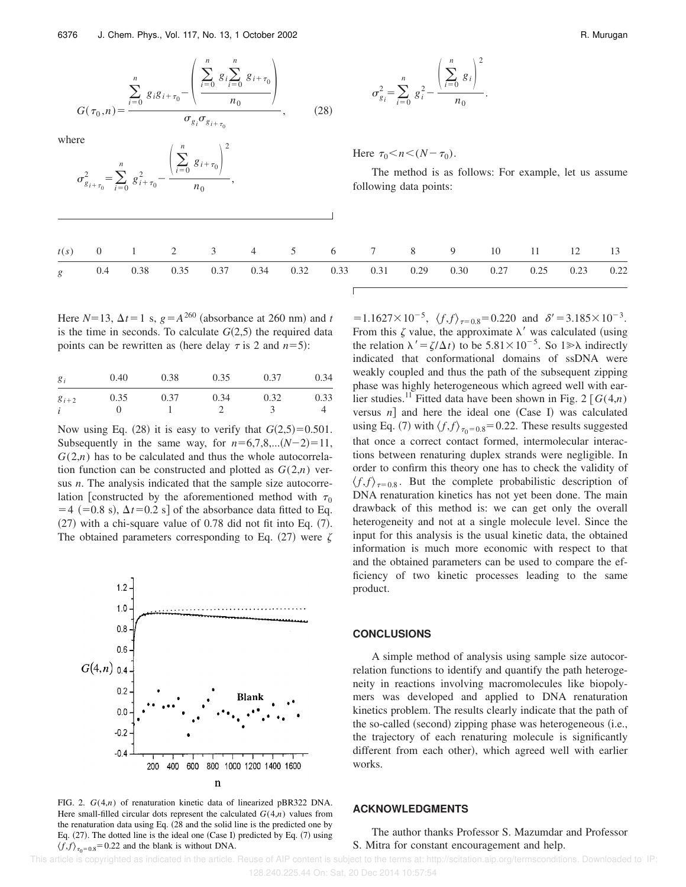$$G(\tau_0,n)=\frac{\sum_{i=0}^{n} g_i g_{i+\tau_0}-\left(\frac{\sum_{i=0}^{n} g_i \sum_{i=0}^{n} g_{i+\tau_0}}{n_0}\right)}{\sigma_{g_i}\sigma_{g_{i+\tau_0}}}, \qquad (28)$$

where

$$\sigma_{g_{i+\tau_0}}^2=\sum_{i=0}^{n} g_{i+\tau_0}^2-\frac{\left(\sum_{i=0}^{n} g_{i+\tau_0}\right)^2}{n_0},$$

$$\sigma_{g_i}^2=\sum_{i=0}^{n} g_i^2-\frac{\left(\sum_{i=0}^{n} g_i\right)^2}{n_0}.$$

Here $\tau_0<n<(N-\tau_0)$.

The method is as follows: For example, let us assume following data points:

| $t(s)$ | 0 | 1 | 2 | 3 | 4 | 5 | 6 | 7 | 8 | 9 | 10 | 11 | 12 | 13 |
|---|---|---|---|---|---|---|---|---|---|---|---|---|---|---|
| $g$ | 0.4 | 0.38 | 0.35 | 0.37 | 0.34 | 0.32 | 0.33 | 0.31 | 0.29 | 0.30 | 0.27 | 0.25 | 0.23 | 0.22 |

Here $N=13$, $\Delta t=1$ s, $g=A^{260}$ (absorbance at 260 nm) and $t$ is the time in seconds. To calculate $G(2,5)$ the required data points can be rewritten as (here delay $\tau$ is 2 and $n=5$):

| $g_i$ | 0.40 | 0.38 | 0.35 | 0.37 | 0.34 |
|---|---|---|---|---|---|
| $g_{i+2}$ | 0.35 | 0.37 | 0.34 | 0.32 | 0.33 |
| $i$ | 0 | 1 | 2 | 3 | 4 |

Now using Eq. (28) it is easy to verify that $G(2,5)=0.501$. Subsequently in the same way, for $n=6,7,8,...(N-2)=11$, $G(2,n)$ has to be calculated and thus the whole autocorrelation function can be constructed and plotted as $G(2,n)$ versus $n$. The analysis indicated that the sample size autocorrelation [constructed by the aforementioned method with $\tau_0=4$ (=0.8 s), $\Delta t=0.2$ s] of the absorbance data fitted to Eq. (27) with a chi-square value of 0.78 did not fit into Eq. (7). The obtained parameters corresponding to Eq. (27) were $\zeta=1.1627\times10^{-5}$, $\langle f,f\rangle_{\tau=0.8}=0.220$ and $\delta'=3.185\times10^{-3}$. From this $\zeta$ value, the approximate $\lambda'$ was calculated (using the relation $\lambda'=\zeta/\Delta t$) to be $5.81\times10^{-5}$. So $1\gg\lambda$ indirectly indicated that conformational domains of ssDNA were weakly coupled and thus the path of the subsequent zipping phase was highly heterogeneous which agreed well with earlier studies.[11] Fitted data have been shown in Fig. 2 [$G(4,n)$ versus $n$] and here the ideal one (Case I) was calculated using Eq. (7) with $\langle f,f\rangle_{\tau_0=0.8}=0.22$. These results suggested that once a correct contact formed, intermolecular interactions between renaturing duplex strands were negligible. In order to confirm this theory one has to check the validity of $\langle f,f\rangle_{\tau=0.8}$. But the complete probabilistic description of DNA renaturation kinetics has not yet been done. The main drawback of this method is: we can get only the overall heterogeneity and not at a single molecule level. Since the input for this analysis is the usual kinetic data, the obtained information is much more economic with respect to that and the obtained parameters can be used to compare the efficiency of two kinetic processes leading to the same product.

FIG. 2. $G(4,n)$ of renaturation kinetic data of linearized pBR322 DNA. Here small-filled circular dots represent the calculated $G(4,n)$ values from the renaturation data using Eq. (28 and the solid line is the predicted one by Eq. (27). The dotted line is the ideal one (Case I) predicted by Eq. (7) using $\langle f,f\rangle_{\tau_0=0.8}=0.22$ and the blank is without DNA.

## CONCLUSIONS

A simple method of analysis using sample size autocorrelation functions to identify and quantify the path heterogeneity in reactions involving macromolecules like biopolymers was developed and applied to DNA renaturation kinetics problem. The results clearly indicate that the path of the so-called (second) zipping phase was heterogeneous (i.e., the trajectory of each renaturing molecule is significantly different from each other), which agreed well with earlier works.

## ACKNOWLEDGMENTS

The author thanks Professor S. Mazumdar and Professor S. Mitra for constant encouragement and help.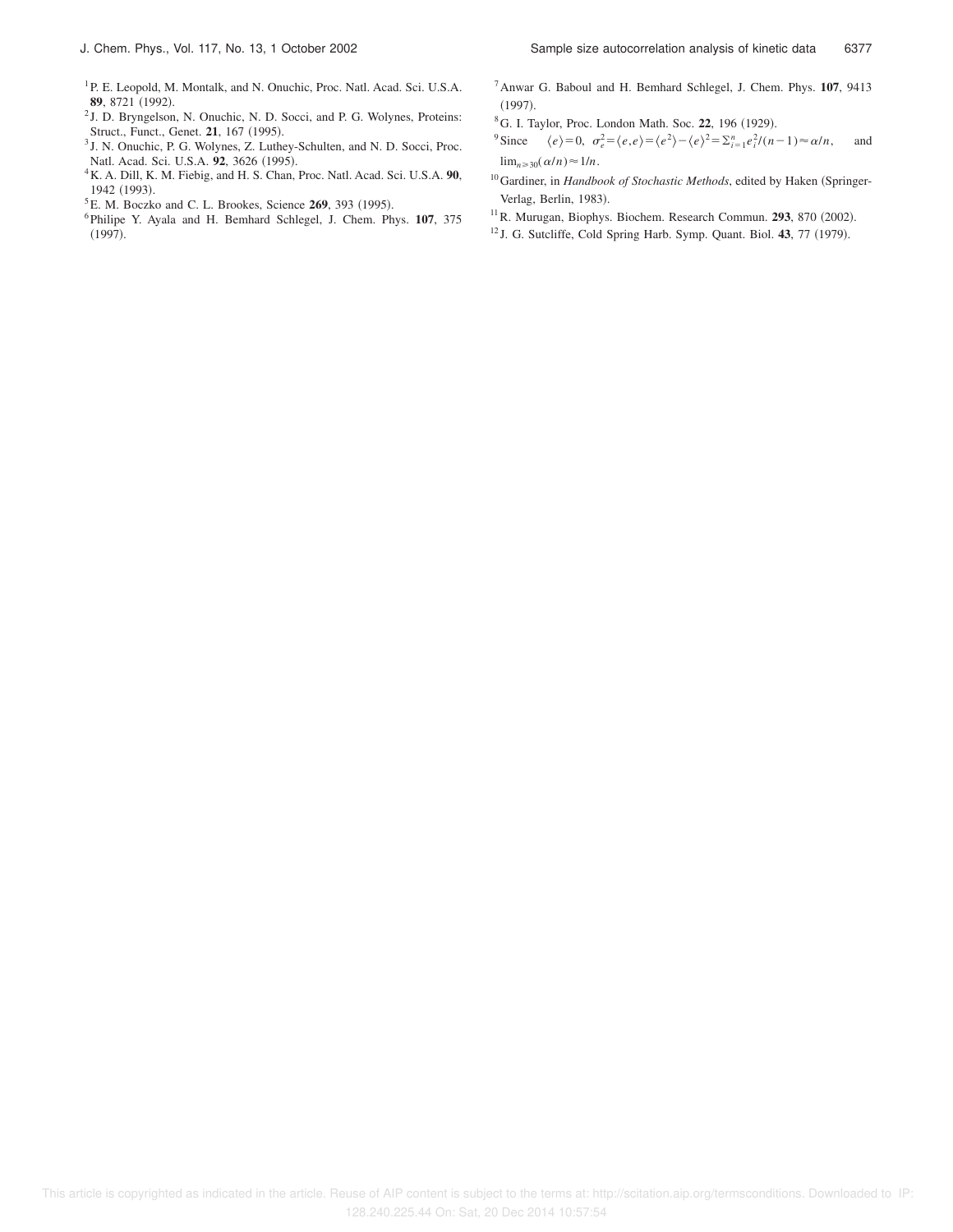[1] P. E. Leopold, M. Montalk, and N. Onuchic, Proc. Natl. Acad. Sci. U.S.A. **89**, 8721 (1992).

[2] J. D. Bryngelson, N. Onuchic, N. D. Socci, and P. G. Wolynes, Proteins: Struct., Funct., Genet. **21**, 167 (1995).

[3] J. N. Onuchic, P. G. Wolynes, Z. Luthey-Schulten, and N. D. Socci, Proc. Natl. Acad. Sci. U.S.A. **92**, 3626 (1995).

[4] K. A. Dill, K. M. Fiebig, and H. S. Chan, Proc. Natl. Acad. Sci. U.S.A. **90**, 1942 (1993).

[5] E. M. Boczko and C. L. Brookes, Science **269**, 393 (1995).

[6] Philipe Y. Ayala and H. Bemhard Schlegel, J. Chem. Phys. **107**, 375 (1997).

[7] Anwar G. Baboul and H. Bemhard Schlegel, J. Chem. Phys. **107**, 9413 (1997).

[8] G. I. Taylor, Proc. London Math. Soc. **22**, 196 (1929).

[9] Since $\langle e \rangle = 0$, $\sigma_e^2 = \langle e,e \rangle = \langle e^2 \rangle - \langle e \rangle^2 = \Sigma_{i=1}^n e_i^2/(n-1) \approx \alpha/n$, and $\lim_{n \geq 30}(\alpha/n) \approx 1/n$.

[10] Gardiner, in *Handbook of Stochastic Methods*, edited by Haken (Springer-Verlag, Berlin, 1983).

[11] R. Murugan, Biophys. Biochem. Research Commun. **293**, 870 (2002).

[12] J. G. Sutcliffe, Cold Spring Harb. Symp. Quant. Biol. **43**, 77 (1979).